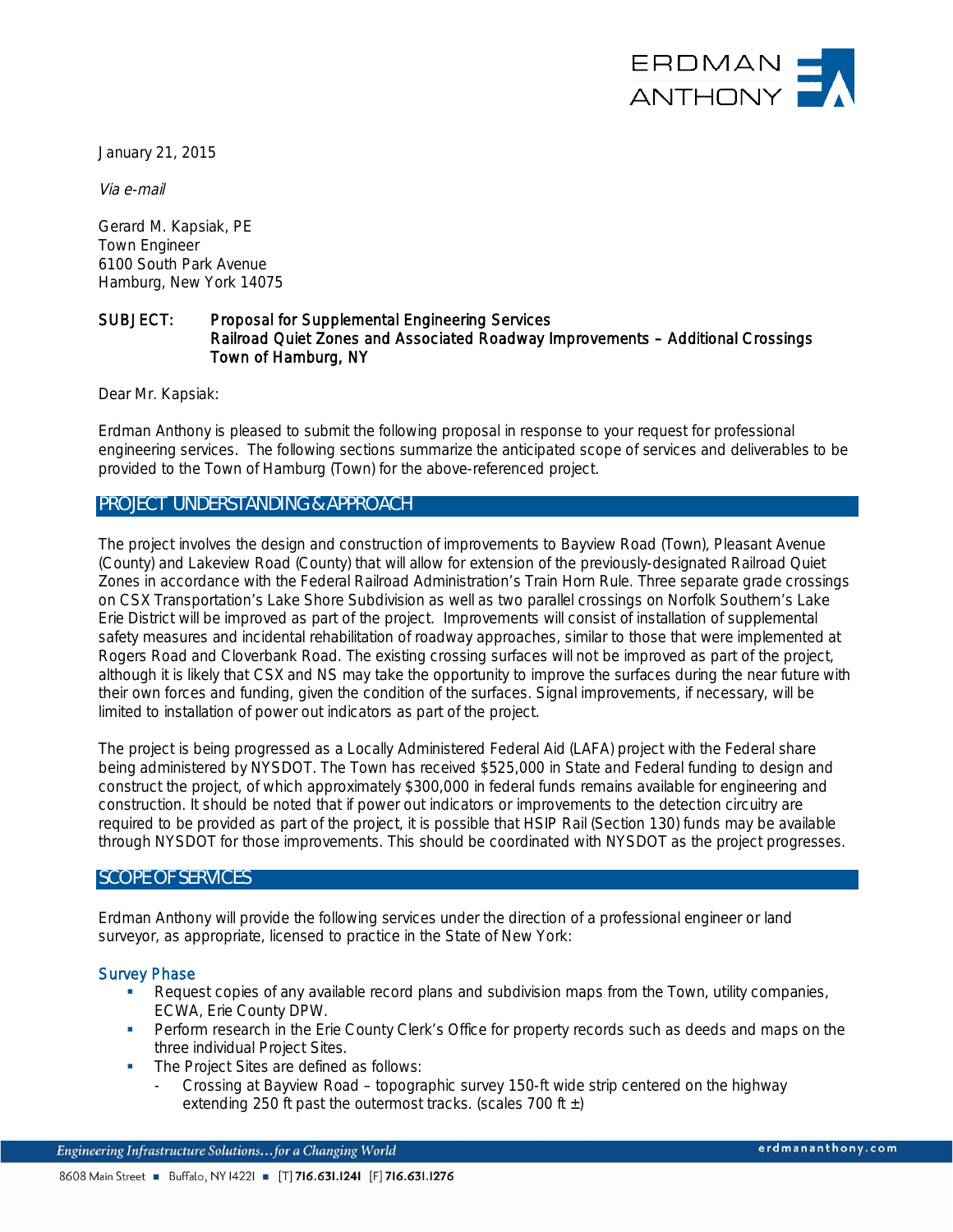January 21, 2015

*Via e-mail*

Gerard M. Kapsiak, PE
Town Engineer
6100 South Park Avenue
Hamburg, New York 14075

SUBJECT: Proposal for Supplemental Engineering Services
Railroad Quiet Zones and Associated Roadway Improvements – Additional Crossings
Town of Hamburg, NY

Dear Mr. Kapsiak:

Erdman Anthony is pleased to submit the following proposal in response to your request for professional engineering services. The following sections summarize the anticipated scope of services and deliverables to be provided to the Town of Hamburg (Town) for the above-referenced project.

## PROJECT UNDERSTANDING & APPROACH

The project involves the design and construction of improvements to Bayview Road (Town), Pleasant Avenue (County) and Lakeview Road (County) that will allow for extension of the previously-designated Railroad Quiet Zones in accordance with the Federal Railroad Administration's Train Horn Rule. Three separate grade crossings on CSX Transportation's Lake Shore Subdivision as well as two parallel crossings on Norfolk Southern's Lake Erie District will be improved as part of the project. Improvements will consist of installation of supplemental safety measures and incidental rehabilitation of roadway approaches, similar to those that were implemented at Rogers Road and Cloverbank Road. The existing crossing surfaces will not be improved as part of the project, although it is likely that CSX and NS may take the opportunity to improve the surfaces during the near future with their own forces and funding, given the condition of the surfaces. Signal improvements, if necessary, will be limited to installation of power out indicators as part of the project.

The project is being progressed as a Locally Administered Federal Aid (LAFA) project with the Federal share being administered by NYSDOT. The Town has received $525,000 in State and Federal funding to design and construct the project, of which approximately $300,000 in federal funds remains available for engineering and construction. It should be noted that if power out indicators or improvements to the detection circuitry are required to be provided as part of the project, it is possible that HSIP Rail (Section 130) funds may be available through NYSDOT for those improvements. This should be coordinated with NYSDOT as the project progresses.

## SCOPE OF SERVICES

Erdman Anthony will provide the following services under the direction of a professional engineer or land surveyor, as appropriate, licensed to practice in the State of New York:

### Survey Phase

- Request copies of any available record plans and subdivision maps from the Town, utility companies, ECWA, Erie County DPW.
- Perform research in the Erie County Clerk's Office for property records such as deeds and maps on the three individual Project Sites.
- The Project Sites are defined as follows:
  - Crossing at Bayview Road – topographic survey 150-ft wide strip centered on the highway extending 250 ft past the outermost tracks. (scales 700 ft ±)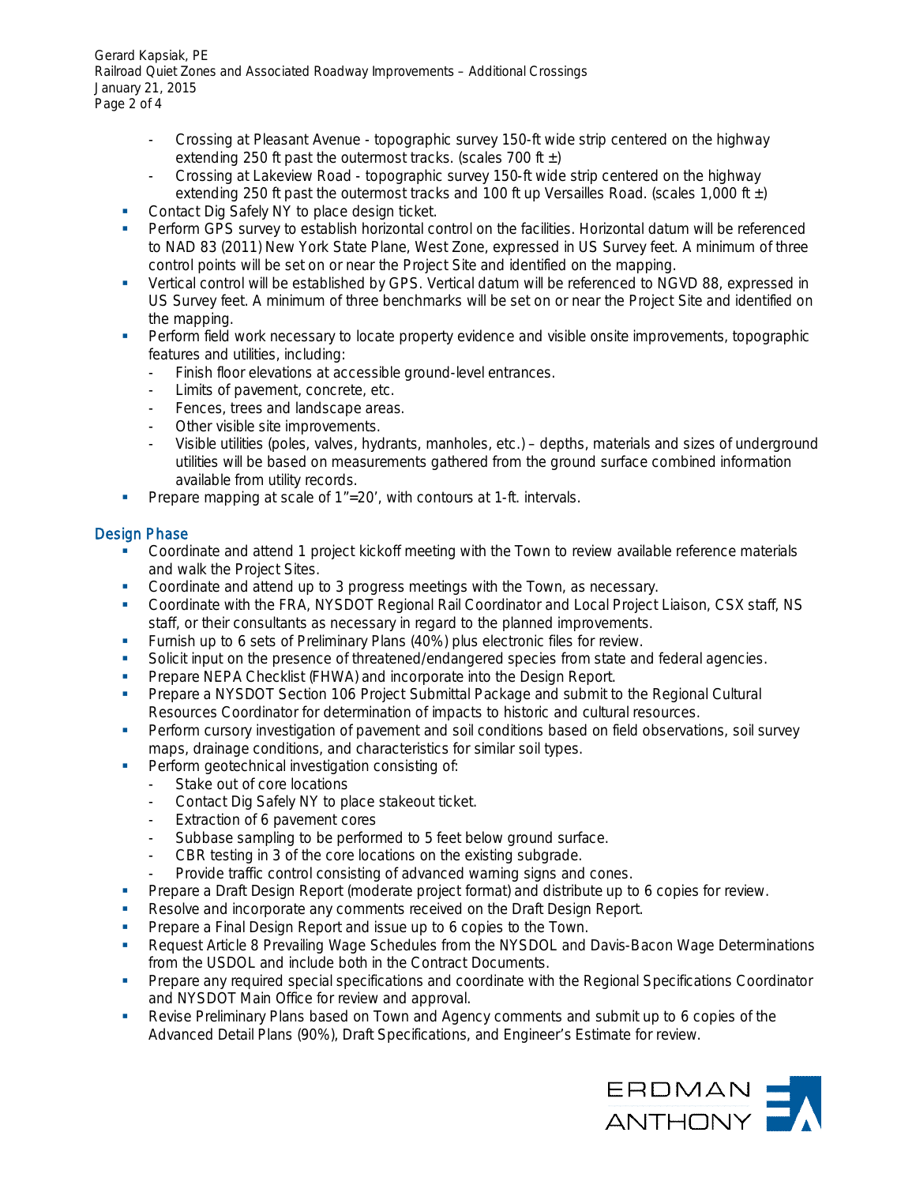- Crossing at Pleasant Avenue - topographic survey 150-ft wide strip centered on the highway extending 250 ft past the outermost tracks. (scales 700 ft ±)
  - Crossing at Lakeview Road - topographic survey 150-ft wide strip centered on the highway extending 250 ft past the outermost tracks and 100 ft up Versailles Road. (scales 1,000 ft ±)
- Contact Dig Safely NY to place design ticket.
- Perform GPS survey to establish horizontal control on the facilities. Horizontal datum will be referenced to NAD 83 (2011) New York State Plane, West Zone, expressed in US Survey feet. A minimum of three control points will be set on or near the Project Site and identified on the mapping.
- Vertical control will be established by GPS. Vertical datum will be referenced to NGVD 88, expressed in US Survey feet. A minimum of three benchmarks will be set on or near the Project Site and identified on the mapping.
- Perform field work necessary to locate property evidence and visible onsite improvements, topographic features and utilities, including:
  - Finish floor elevations at accessible ground-level entrances.
  - Limits of pavement, concrete, etc.
  - Fences, trees and landscape areas.
  - Other visible site improvements.
  - Visible utilities (poles, valves, hydrants, manholes, etc.) – depths, materials and sizes of underground utilities will be based on measurements gathered from the ground surface combined information available from utility records.
- Prepare mapping at scale of 1"=20', with contours at 1-ft. intervals.

## Design Phase

- Coordinate and attend 1 project kickoff meeting with the Town to review available reference materials and walk the Project Sites.
- Coordinate and attend up to 3 progress meetings with the Town, as necessary.
- Coordinate with the FRA, NYSDOT Regional Rail Coordinator and Local Project Liaison, CSX staff, NS staff, or their consultants as necessary in regard to the planned improvements.
- Furnish up to 6 sets of Preliminary Plans (40%) plus electronic files for review.
- Solicit input on the presence of threatened/endangered species from state and federal agencies.
- Prepare NEPA Checklist (FHWA) and incorporate into the Design Report.
- Prepare a NYSDOT Section 106 Project Submittal Package and submit to the Regional Cultural Resources Coordinator for determination of impacts to historic and cultural resources.
- Perform cursory investigation of pavement and soil conditions based on field observations, soil survey maps, drainage conditions, and characteristics for similar soil types.
- Perform geotechnical investigation consisting of:
  - Stake out of core locations
  - Contact Dig Safely NY to place stakeout ticket.
  - Extraction of 6 pavement cores
  - Subbase sampling to be performed to 5 feet below ground surface.
  - CBR testing in 3 of the core locations on the existing subgrade.
  - Provide traffic control consisting of advanced warning signs and cones.
- Prepare a Draft Design Report (moderate project format) and distribute up to 6 copies for review.
- Resolve and incorporate any comments received on the Draft Design Report.
- Prepare a Final Design Report and issue up to 6 copies to the Town.
- Request Article 8 Prevailing Wage Schedules from the NYSDOL and Davis-Bacon Wage Determinations from the USDOL and include both in the Contract Documents.
- Prepare any required special specifications and coordinate with the Regional Specifications Coordinator and NYSDOT Main Office for review and approval.
- Revise Preliminary Plans based on Town and Agency comments and submit up to 6 copies of the Advanced Detail Plans (90%), Draft Specifications, and Engineer's Estimate for review.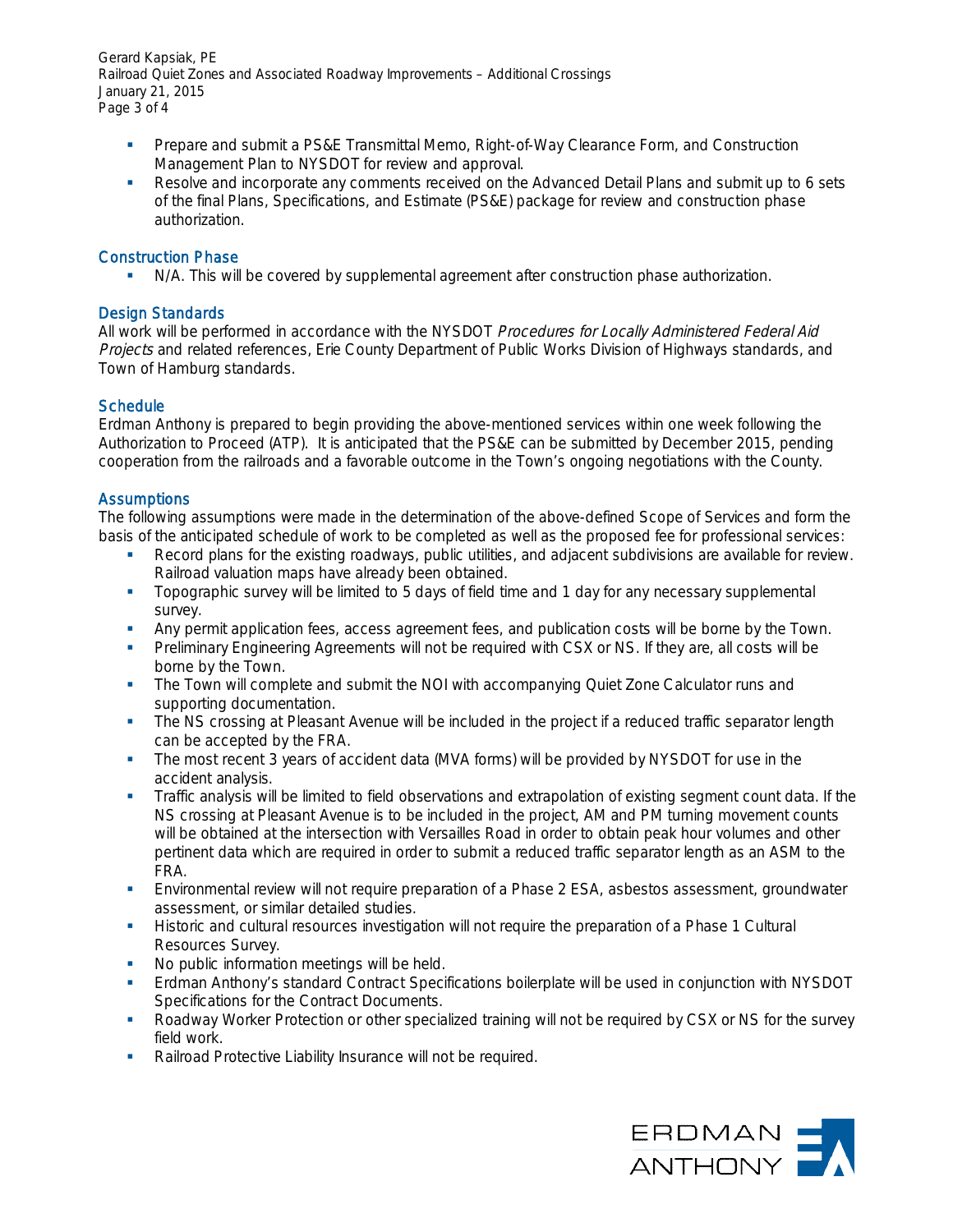- Prepare and submit a PS&E Transmittal Memo, Right-of-Way Clearance Form, and Construction Management Plan to NYSDOT for review and approval.
- Resolve and incorporate any comments received on the Advanced Detail Plans and submit up to 6 sets of the final Plans, Specifications, and Estimate (PS&E) package for review and construction phase authorization.

### Construction Phase

- N/A. This will be covered by supplemental agreement after construction phase authorization.

### Design Standards

All work will be performed in accordance with the NYSDOT *Procedures for Locally Administered Federal Aid Projects* and related references, Erie County Department of Public Works Division of Highways standards, and Town of Hamburg standards.

### Schedule

Erdman Anthony is prepared to begin providing the above-mentioned services within one week following the Authorization to Proceed (ATP). It is anticipated that the PS&E can be submitted by December 2015, pending cooperation from the railroads and a favorable outcome in the Town's ongoing negotiations with the County.

### Assumptions

The following assumptions were made in the determination of the above-defined Scope of Services and form the basis of the anticipated schedule of work to be completed as well as the proposed fee for professional services:

- Record plans for the existing roadways, public utilities, and adjacent subdivisions are available for review. Railroad valuation maps have already been obtained.
- Topographic survey will be limited to 5 days of field time and 1 day for any necessary supplemental survey.
- Any permit application fees, access agreement fees, and publication costs will be borne by the Town.
- Preliminary Engineering Agreements will not be required with CSX or NS. If they are, all costs will be borne by the Town.
- The Town will complete and submit the NOI with accompanying Quiet Zone Calculator runs and supporting documentation.
- The NS crossing at Pleasant Avenue will be included in the project if a reduced traffic separator length can be accepted by the FRA.
- The most recent 3 years of accident data (MVA forms) will be provided by NYSDOT for use in the accident analysis.
- Traffic analysis will be limited to field observations and extrapolation of existing segment count data. If the NS crossing at Pleasant Avenue is to be included in the project, AM and PM turning movement counts will be obtained at the intersection with Versailles Road in order to obtain peak hour volumes and other pertinent data which are required in order to submit a reduced traffic separator length as an ASM to the FRA.
- Environmental review will not require preparation of a Phase 2 ESA, asbestos assessment, groundwater assessment, or similar detailed studies.
- Historic and cultural resources investigation will not require the preparation of a Phase 1 Cultural Resources Survey.
- No public information meetings will be held.
- Erdman Anthony's standard Contract Specifications boilerplate will be used in conjunction with NYSDOT Specifications for the Contract Documents.
- Roadway Worker Protection or other specialized training will not be required by CSX or NS for the survey field work.
- Railroad Protective Liability Insurance will not be required.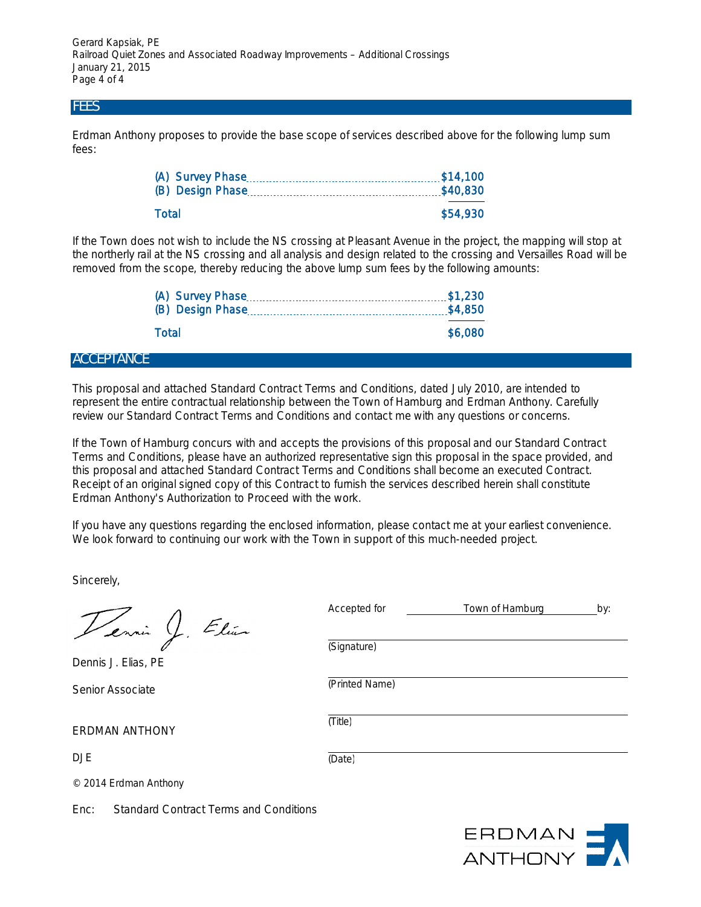## FEES

Erdman Anthony proposes to provide the base scope of services described above for the following lump sum fees:

| | |
|---|---|
| (A) Survey Phase | $14,100 |
| (B) Design Phase | $40,830 |
| Total | $54,930 |

If the Town does not wish to include the NS crossing at Pleasant Avenue in the project, the mapping will stop at the northerly rail at the NS crossing and all analysis and design related to the crossing and Versailles Road will be removed from the scope, thereby reducing the above lump sum fees by the following amounts:

| | |
|---|---|
| (A) Survey Phase | $1,230 |
| (B) Design Phase | $4,850 |
| Total | $6,080 |

## ACCEPTANCE

This proposal and attached Standard Contract Terms and Conditions, dated July 2010, are intended to represent the entire contractual relationship between the Town of Hamburg and Erdman Anthony. Carefully review our Standard Contract Terms and Conditions and contact me with any questions or concerns.

If the Town of Hamburg concurs with and accepts the provisions of this proposal and our Standard Contract Terms and Conditions, please have an authorized representative sign this proposal in the space provided, and this proposal and attached Standard Contract Terms and Conditions shall become an executed Contract. Receipt of an original signed copy of this Contract to furnish the services described herein shall constitute Erdman Anthony's Authorization to Proceed with the work.

If you have any questions regarding the enclosed information, please contact me at your earliest convenience. We look forward to continuing our work with the Town in support of this much-needed project.

Sincerely,

Dennis J. Elias

Dennis J. Elias, PE

Senior Associate

ERDMAN ANTHONY

DJE

© 2014 Erdman Anthony

Enc: Standard Contract Terms and Conditions

Accepted for Town of Hamburg by:

_______________________________
(Signature)

_______________________________
(Printed Name)

_______________________________
(Title)

_______________________________
(Date)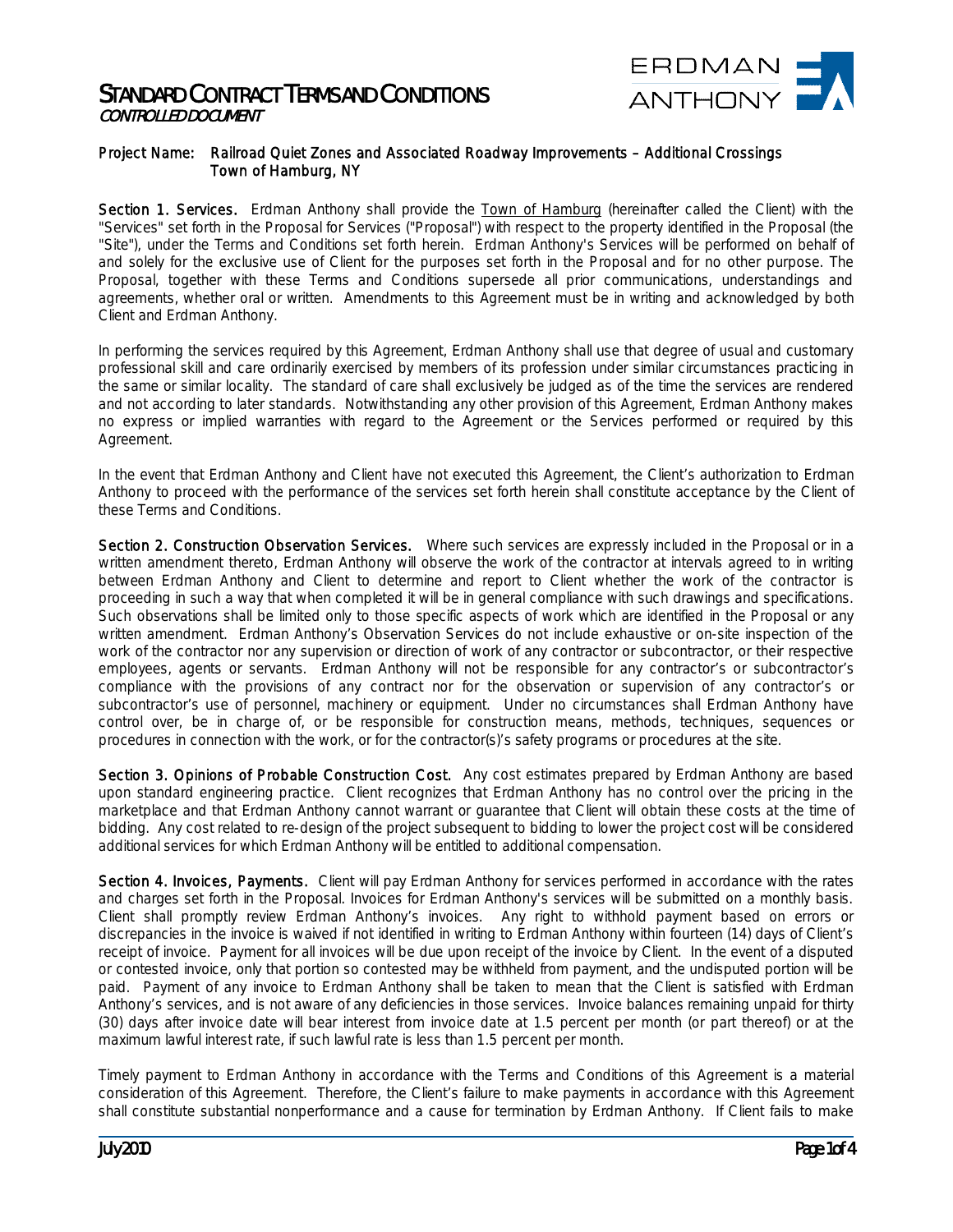# STANDARD CONTRACT TERMS AND CONDITIONS

*CONTROLLED DOCUMENT*

**Project Name:** Railroad Quiet Zones and Associated Roadway Improvements – Additional Crossings
Town of Hamburg, NY

**Section 1. Services.** Erdman Anthony shall provide the Town of Hamburg (hereinafter called the Client) with the "Services" set forth in the Proposal for Services ("Proposal") with respect to the property identified in the Proposal (the "Site"), under the Terms and Conditions set forth herein. Erdman Anthony's Services will be performed on behalf of and solely for the exclusive use of Client for the purposes set forth in the Proposal and for no other purpose. The Proposal, together with these Terms and Conditions supersede all prior communications, understandings and agreements, whether oral or written. Amendments to this Agreement must be in writing and acknowledged by both Client and Erdman Anthony.

In performing the services required by this Agreement, Erdman Anthony shall use that degree of usual and customary professional skill and care ordinarily exercised by members of its profession under similar circumstances practicing in the same or similar locality. The standard of care shall exclusively be judged as of the time the services are rendered and not according to later standards. Notwithstanding any other provision of this Agreement, Erdman Anthony makes no express or implied warranties with regard to the Agreement or the Services performed or required by this Agreement.

In the event that Erdman Anthony and Client have not executed this Agreement, the Client's authorization to Erdman Anthony to proceed with the performance of the services set forth herein shall constitute acceptance by the Client of these Terms and Conditions.

**Section 2. Construction Observation Services.** Where such services are expressly included in the Proposal or in a written amendment thereto, Erdman Anthony will observe the work of the contractor at intervals agreed to in writing between Erdman Anthony and Client to determine and report to Client whether the work of the contractor is proceeding in such a way that when completed it will be in general compliance with such drawings and specifications. Such observations shall be limited only to those specific aspects of work which are identified in the Proposal or any written amendment. Erdman Anthony's Observation Services do not include exhaustive or on-site inspection of the work of the contractor nor any supervision or direction of work of any contractor or subcontractor, or their respective employees, agents or servants. Erdman Anthony will not be responsible for any contractor's or subcontractor's compliance with the provisions of any contract nor for the observation or supervision of any contractor's or subcontractor's use of personnel, machinery or equipment. Under no circumstances shall Erdman Anthony have control over, be in charge of, or be responsible for construction means, methods, techniques, sequences or procedures in connection with the work, or for the contractor(s)'s safety programs or procedures at the site.

**Section 3. Opinions of Probable Construction Cost.** Any cost estimates prepared by Erdman Anthony are based upon standard engineering practice. Client recognizes that Erdman Anthony has no control over the pricing in the marketplace and that Erdman Anthony cannot warrant or guarantee that Client will obtain these costs at the time of bidding. Any cost related to re-design of the project subsequent to bidding to lower the project cost will be considered additional services for which Erdman Anthony will be entitled to additional compensation.

**Section 4. Invoices, Payments.** Client will pay Erdman Anthony for services performed in accordance with the rates and charges set forth in the Proposal. Invoices for Erdman Anthony's services will be submitted on a monthly basis. Client shall promptly review Erdman Anthony's invoices. Any right to withhold payment based on errors or discrepancies in the invoice is waived if not identified in writing to Erdman Anthony within fourteen (14) days of Client's receipt of invoice. Payment for all invoices will be due upon receipt of the invoice by Client. In the event of a disputed or contested invoice, only that portion so contested may be withheld from payment, and the undisputed portion will be paid. Payment of any invoice to Erdman Anthony shall be taken to mean that the Client is satisfied with Erdman Anthony's services, and is not aware of any deficiencies in those services. Invoice balances remaining unpaid for thirty (30) days after invoice date will bear interest from invoice date at 1.5 percent per month (or part thereof) or at the maximum lawful interest rate, if such lawful rate is less than 1.5 percent per month.

Timely payment to Erdman Anthony in accordance with the Terms and Conditions of this Agreement is a material consideration of this Agreement. Therefore, the Client's failure to make payments in accordance with this Agreement shall constitute substantial nonperformance and a cause for termination by Erdman Anthony. If Client fails to make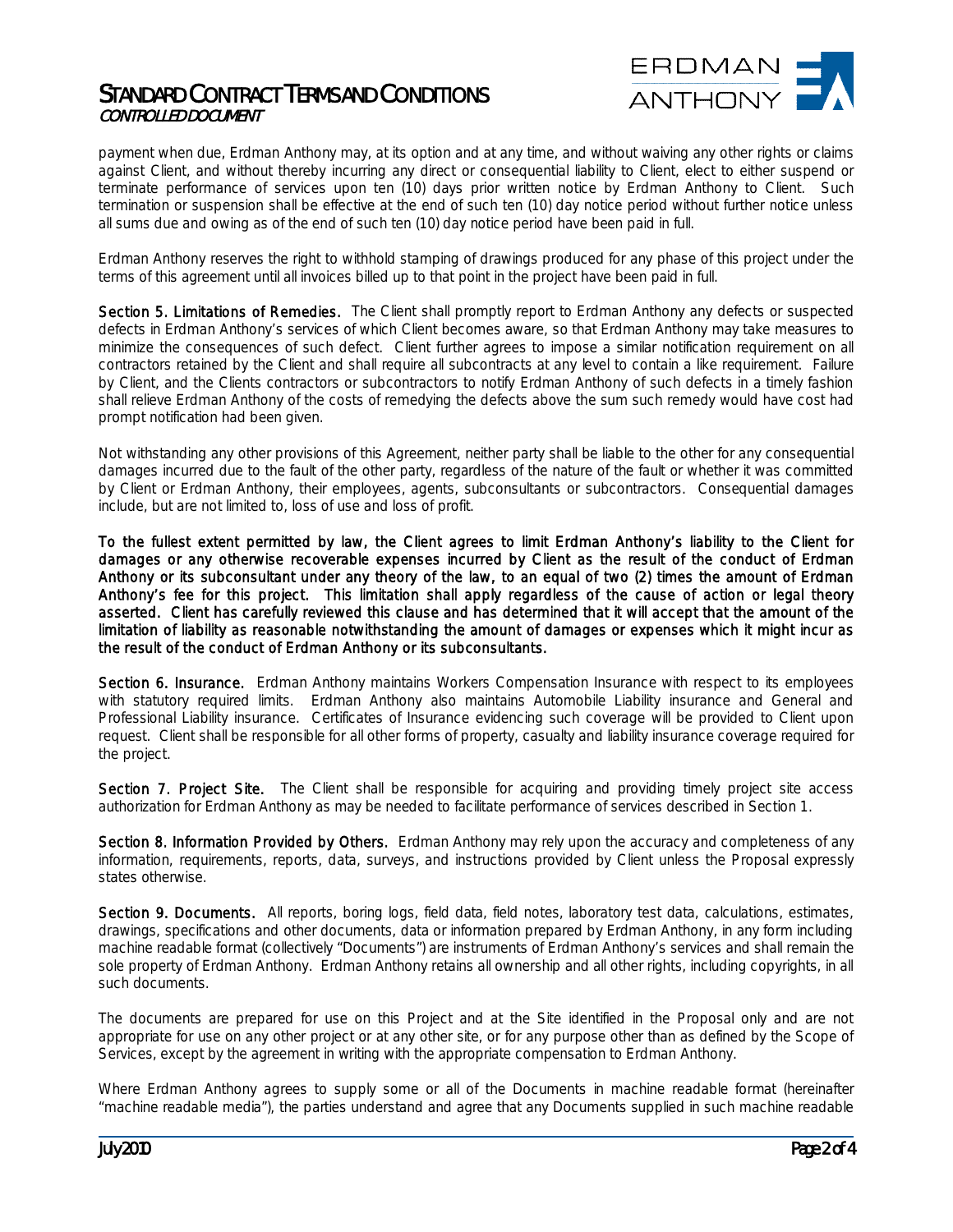payment when due, Erdman Anthony may, at its option and at any time, and without waiving any other rights or claims against Client, and without thereby incurring any direct or consequential liability to Client, elect to either suspend or terminate performance of services upon ten (10) days prior written notice by Erdman Anthony to Client. Such termination or suspension shall be effective at the end of such ten (10) day notice period without further notice unless all sums due and owing as of the end of such ten (10) day notice period have been paid in full.

Erdman Anthony reserves the right to withhold stamping of drawings produced for any phase of this project under the terms of this agreement until all invoices billed up to that point in the project have been paid in full.

**Section 5. Limitations of Remedies.** The Client shall promptly report to Erdman Anthony any defects or suspected defects in Erdman Anthony's services of which Client becomes aware, so that Erdman Anthony may take measures to minimize the consequences of such defect. Client further agrees to impose a similar notification requirement on all contractors retained by the Client and shall require all subcontracts at any level to contain a like requirement. Failure by Client, and the Clients contractors or subcontractors to notify Erdman Anthony of such defects in a timely fashion shall relieve Erdman Anthony of the costs of remedying the defects above the sum such remedy would have cost had prompt notification had been given.

Not withstanding any other provisions of this Agreement, neither party shall be liable to the other for any consequential damages incurred due to the fault of the other party, regardless of the nature of the fault or whether it was committed by Client or Erdman Anthony, their employees, agents, subconsultants or subcontractors. Consequential damages include, but are not limited to, loss of use and loss of profit.

**To the fullest extent permitted by law, the Client agrees to limit Erdman Anthony's liability to the Client for damages or any otherwise recoverable expenses incurred by Client as the result of the conduct of Erdman Anthony or its subconsultant under any theory of the law, to an equal of two (2) times the amount of Erdman Anthony's fee for this project. This limitation shall apply regardless of the cause of action or legal theory asserted. Client has carefully reviewed this clause and has determined that it will accept that the amount of the limitation of liability as reasonable notwithstanding the amount of damages or expenses which it might incur as the result of the conduct of Erdman Anthony or its subconsultants.**

**Section 6. Insurance.** Erdman Anthony maintains Workers Compensation Insurance with respect to its employees with statutory required limits. Erdman Anthony also maintains Automobile Liability insurance and General and Professional Liability insurance. Certificates of Insurance evidencing such coverage will be provided to Client upon request. Client shall be responsible for all other forms of property, casualty and liability insurance coverage required for the project.

**Section 7. Project Site.** The Client shall be responsible for acquiring and providing timely project site access authorization for Erdman Anthony as may be needed to facilitate performance of services described in Section 1.

**Section 8. Information Provided by Others.** Erdman Anthony may rely upon the accuracy and completeness of any information, requirements, reports, data, surveys, and instructions provided by Client unless the Proposal expressly states otherwise.

**Section 9. Documents.** All reports, boring logs, field data, field notes, laboratory test data, calculations, estimates, drawings, specifications and other documents, data or information prepared by Erdman Anthony, in any form including machine readable format (collectively "Documents") are instruments of Erdman Anthony's services and shall remain the sole property of Erdman Anthony. Erdman Anthony retains all ownership and all other rights, including copyrights, in all such documents.

The documents are prepared for use on this Project and at the Site identified in the Proposal only and are not appropriate for use on any other project or at any other site, or for any purpose other than as defined by the Scope of Services, except by the agreement in writing with the appropriate compensation to Erdman Anthony.

Where Erdman Anthony agrees to supply some or all of the Documents in machine readable format (hereinafter "machine readable media"), the parties understand and agree that any Documents supplied in such machine readable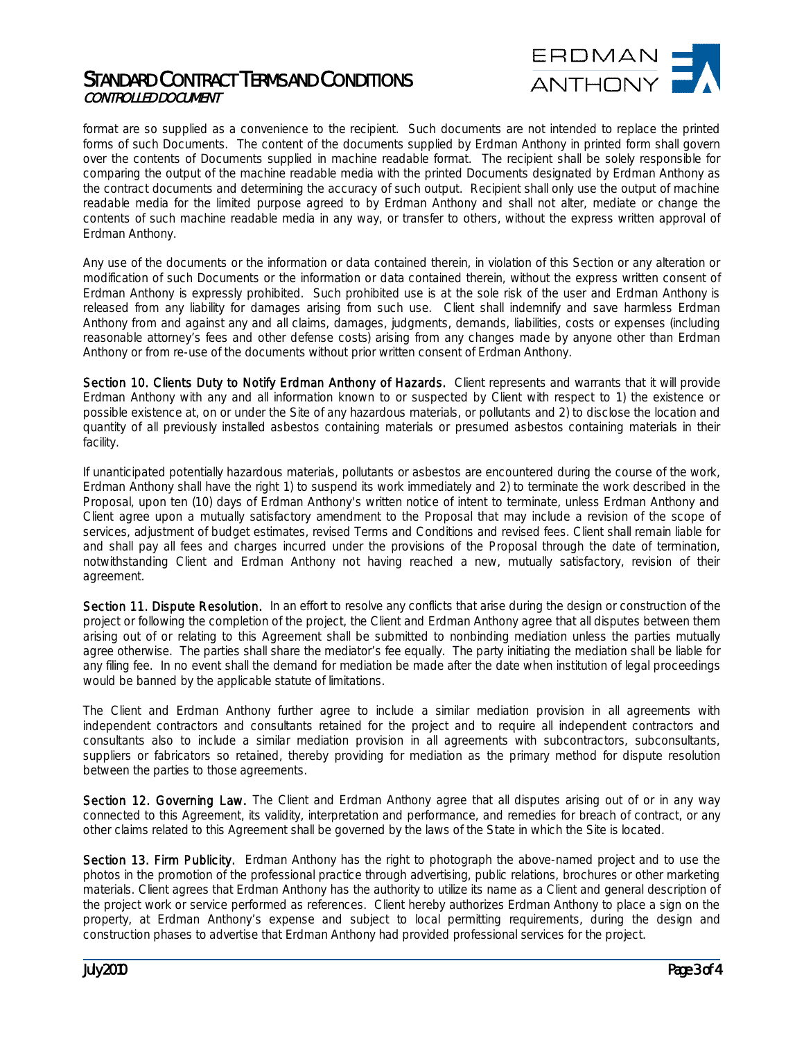format are so supplied as a convenience to the recipient. Such documents are not intended to replace the printed forms of such Documents. The content of the documents supplied by Erdman Anthony in printed form shall govern over the contents of Documents supplied in machine readable format. The recipient shall be solely responsible for comparing the output of the machine readable media with the printed Documents designated by Erdman Anthony as the contract documents and determining the accuracy of such output. Recipient shall only use the output of machine readable media for the limited purpose agreed to by Erdman Anthony and shall not alter, mediate or change the contents of such machine readable media in any way, or transfer to others, without the express written approval of Erdman Anthony.

Any use of the documents or the information or data contained therein, in violation of this Section or any alteration or modification of such Documents or the information or data contained therein, without the express written consent of Erdman Anthony is expressly prohibited. Such prohibited use is at the sole risk of the user and Erdman Anthony is released from any liability for damages arising from such use. Client shall indemnify and save harmless Erdman Anthony from and against any and all claims, damages, judgments, demands, liabilities, costs or expenses (including reasonable attorney's fees and other defense costs) arising from any changes made by anyone other than Erdman Anthony or from re-use of the documents without prior written consent of Erdman Anthony.

**Section 10. Clients Duty to Notify Erdman Anthony of Hazards.** Client represents and warrants that it will provide Erdman Anthony with any and all information known to or suspected by Client with respect to 1) the existence or possible existence at, on or under the Site of any hazardous materials, or pollutants and 2) to disclose the location and quantity of all previously installed asbestos containing materials or presumed asbestos containing materials in their facility.

If unanticipated potentially hazardous materials, pollutants or asbestos are encountered during the course of the work, Erdman Anthony shall have the right 1) to suspend its work immediately and 2) to terminate the work described in the Proposal, upon ten (10) days of Erdman Anthony's written notice of intent to terminate, unless Erdman Anthony and Client agree upon a mutually satisfactory amendment to the Proposal that may include a revision of the scope of services, adjustment of budget estimates, revised Terms and Conditions and revised fees. Client shall remain liable for and shall pay all fees and charges incurred under the provisions of the Proposal through the date of termination, notwithstanding Client and Erdman Anthony not having reached a new, mutually satisfactory, revision of their agreement.

**Section 11. Dispute Resolution.** In an effort to resolve any conflicts that arise during the design or construction of the project or following the completion of the project, the Client and Erdman Anthony agree that all disputes between them arising out of or relating to this Agreement shall be submitted to nonbinding mediation unless the parties mutually agree otherwise. The parties shall share the mediator's fee equally. The party initiating the mediation shall be liable for any filing fee. In no event shall the demand for mediation be made after the date when institution of legal proceedings would be banned by the applicable statute of limitations.

The Client and Erdman Anthony further agree to include a similar mediation provision in all agreements with independent contractors and consultants retained for the project and to require all independent contractors and consultants also to include a similar mediation provision in all agreements with subcontractors, subconsultants, suppliers or fabricators so retained, thereby providing for mediation as the primary method for dispute resolution between the parties to those agreements.

**Section 12. Governing Law.** The Client and Erdman Anthony agree that all disputes arising out of or in any way connected to this Agreement, its validity, interpretation and performance, and remedies for breach of contract, or any other claims related to this Agreement shall be governed by the laws of the State in which the Site is located.

**Section 13. Firm Publicity.** Erdman Anthony has the right to photograph the above-named project and to use the photos in the promotion of the professional practice through advertising, public relations, brochures or other marketing materials. Client agrees that Erdman Anthony has the authority to utilize its name as a Client and general description of the project work or service performed as references. Client hereby authorizes Erdman Anthony to place a sign on the property, at Erdman Anthony's expense and subject to local permitting requirements, during the design and construction phases to advertise that Erdman Anthony had provided professional services for the project.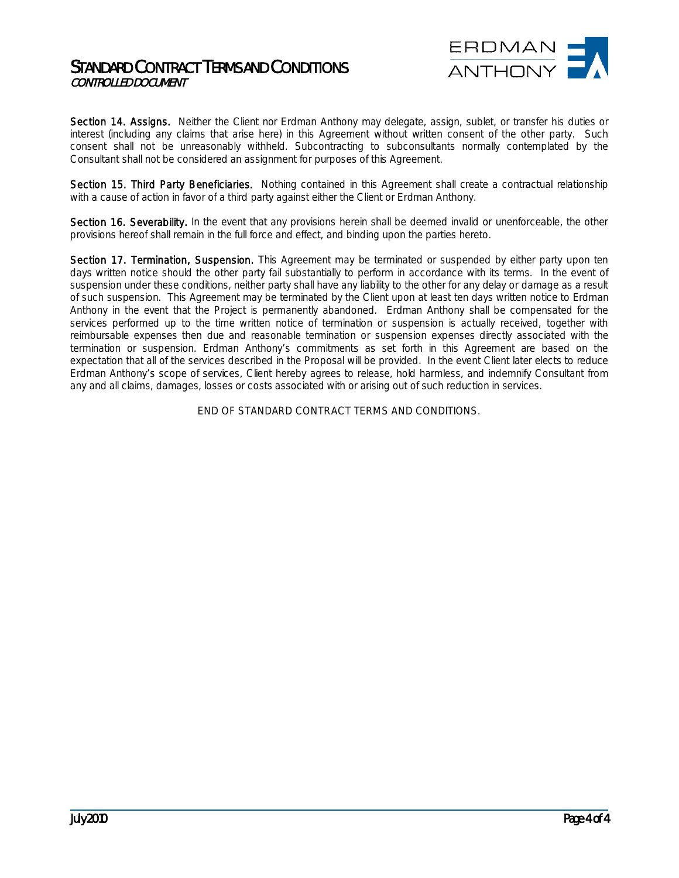**Section 14. Assigns.** Neither the Client nor Erdman Anthony may delegate, assign, sublet, or transfer his duties or interest (including any claims that arise here) in this Agreement without written consent of the other party. Such consent shall not be unreasonably withheld. Subcontracting to subconsultants normally contemplated by the Consultant shall not be considered an assignment for purposes of this Agreement.

**Section 15. Third Party Beneficiaries.** Nothing contained in this Agreement shall create a contractual relationship with a cause of action in favor of a third party against either the Client or Erdman Anthony.

**Section 16. Severability.** In the event that any provisions herein shall be deemed invalid or unenforceable, the other provisions hereof shall remain in the full force and effect, and binding upon the parties hereto.

**Section 17. Termination, Suspension.** This Agreement may be terminated or suspended by either party upon ten days written notice should the other party fail substantially to perform in accordance with its terms. In the event of suspension under these conditions, neither party shall have any liability to the other for any delay or damage as a result of such suspension. This Agreement may be terminated by the Client upon at least ten days written notice to Erdman Anthony in the event that the Project is permanently abandoned. Erdman Anthony shall be compensated for the services performed up to the time written notice of termination or suspension is actually received, together with reimbursable expenses then due and reasonable termination or suspension expenses directly associated with the termination or suspension. Erdman Anthony's commitments as set forth in this Agreement are based on the expectation that all of the services described in the Proposal will be provided. In the event Client later elects to reduce Erdman Anthony's scope of services, Client hereby agrees to release, hold harmless, and indemnify Consultant from any and all claims, damages, losses or costs associated with or arising out of such reduction in services.

END OF STANDARD CONTRACT TERMS AND CONDITIONS.